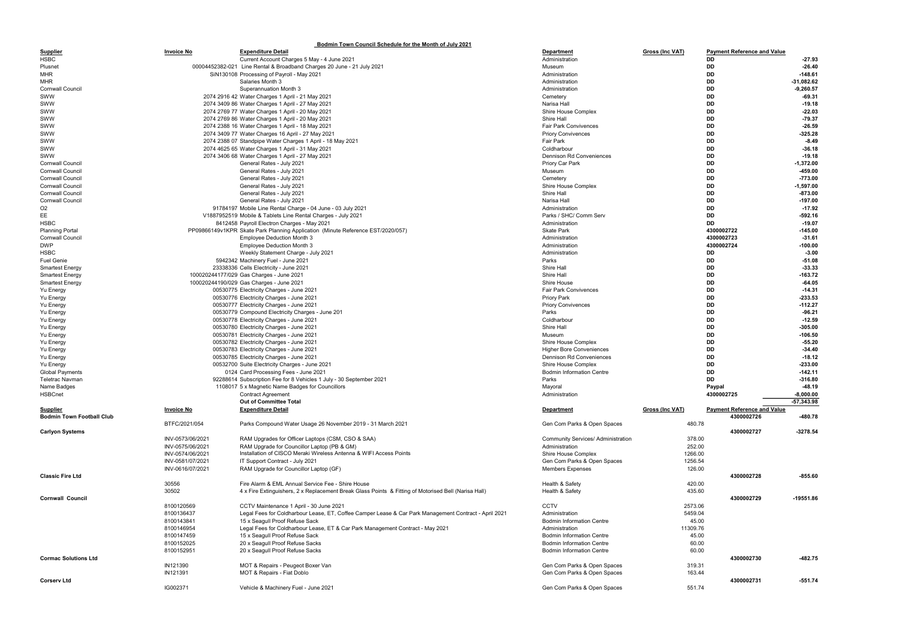# Bodmin Town Council Schedule for the Month of July 2021

| Supplier | Invoice No | Expenditure Detail | Department | Gross (Inc VAT) | Payment Reference and Value | |
|---|---|---|---|---|---|---|
| HSBC | | Current Account Charges 5 May - 4 June 2021 | Administration | | DD | -27.93 |
| Plusnet | 00004452382-021 | Line Rental & Broadband Charges 20 June - 21 July 2021 | Museum | | DD | -26.40 |
| MHR | SIN130108 | Processing of Payroll - May 2021 | Administration | | DD | -148.61 |
| MHR | | Salaries Month 3 | Administration | | DD | -31,082.62 |
| Cornwall Council | | Superannuation Month 3 | Administration | | DD | -9,260.57 |
| SWW | 2074 2916 42 | Water Charges 1 April - 21 May 2021 | Cemetery | | DD | -69.31 |
| SWW | 2074 3409 86 | Water Charges 1 April - 27 May 2021 | Narisa Hall | | DD | -19.18 |
| SWW | 2074 2769 77 | Water Charges 1 April - 20 May 2021 | Shire House Complex | | DD | -22.03 |
| SWW | 2074 2769 86 | Water Charges 1 April - 20 May 2021 | Shire Hall | | DD | -79.37 |
| SWW | 2074 2388 16 | Water Charges 1 April - 18 May 2021 | Fair Park Convivences | | DD | -26.59 |
| SWW | 2074 3409 77 | Water Charges 16 April - 27 May 2021 | Priory Convivences | | DD | -325.28 |
| SWW | 2074 2388 07 | Standpipe Water Charges 1 April - 18 May 2021 | Fair Park | | DD | -8.49 |
| SWW | 2074 4625 65 | Water Charges 1 April - 31 May 2021 | Coldharbour | | DD | -36.18 |
| SWW | 2074 3406 68 | Water Charges 1 April - 27 May 2021 | Dennison Rd Conveniences | | DD | -19.18 |
| Cornwall Council | | General Rates - July 2021 | Priory Car Park | | DD | -1,372.00 |
| Cornwall Council | | General Rates - July 2021 | Museum | | DD | -459.00 |
| Cornwall Council | | General Rates - July 2021 | Cemetery | | DD | -773.00 |
| Cornwall Council | | General Rates - July 2021 | Shire House Complex | | DD | -1,597.00 |
| Cornwall Council | | General Rates - July 2021 | Shire Hall | | DD | -873.00 |
| Cornwall Council | | General Rates - July 2021 | Narisa Hall | | DD | -197.00 |
| O2 | 91784197 | Mobile Line Rental Charge - 04 June - 03 July 2021 | Administration | | DD | -17.92 |
| EE | V1887952519 | Mobile & Tablets Line Rental Charges - July 2021 | Parks / SHC/ Comm Serv | | DD | -592.16 |
| HSBC | 8412458 | Payroll Electron Charges - May 2021 | Administration | | DD | -19.07 |
| Planning Portal | PP09866149v1KPR | Skate Park Planning Application (Minute Reference EST/2020/057) | Skate Park | | 4300002722 | -145.00 |
| Cornwall Council | | Employee Deduction Month 3 | Administration | | 4300002723 | -31.61 |
| DWP | | Employee Deduction Month 3 | Administration | | 4300002724 | -100.00 |
| HSBC | | Weekly Statement Charge - July 2021 | Administration | | DD | -3.00 |
| Fuel Genie | 5942342 | Machinery Fuel - June 2021 | Parks | | DD | -51.08 |
| Smartest Energy | 23338336 | Cells Electricity - June 2021 | Shire Hall | | DD | -33.33 |
| Smartest Energy | 100020244177/029 | Gas Charges - June 2021 | Shire Hall | | DD | -163.72 |
| Smartest Energy | 100020244190/029 | Gas Charges - June 2021 | Shire House | | DD | -64.05 |
| Yu Energy | 00530775 | Electricity Charges - June 2021 | Fair Park Convivences | | DD | -14.31 |
| Yu Energy | 00530776 | Electricity Charges - June 2021 | Priory Park | | DD | -233.53 |
| Yu Energy | 00530777 | Electricity Charges - June 2021 | Priory Convivences | | DD | -112.27 |
| Yu Energy | 00530779 | Compound Electricity Charges - June 201 | Parks | | DD | -96.21 |
| Yu Energy | 00530778 | Electricity Charges - June 2021 | Coldharbour | | DD | -12.59 |
| Yu Energy | 00530780 | Electricity Charges - June 2021 | Shire Hall | | DD | -305.00 |
| Yu Energy | 00530781 | Electricity Charges - June 2021 | Museum | | DD | -106.50 |
| Yu Energy | 00530782 | Electricity Charges - June 2021 | Shire House Complex | | DD | -55.20 |
| Yu Energy | 00530783 | Electricity Charges - June 2021 | Higher Bore Conveniences | | DD | -34.40 |
| Yu Energy | 00530785 | Electricity Charges - June 2021 | Dennison Rd Conveniences | | DD | -18.12 |
| Yu Energy | 00532700 | Suite Electricity Charges - June 2021 | Shire House Complex | | DD | -233.00 |
| Global Payments | 0124 | Card Processing Fees - June 2021 | Bodmin Information Centre | | DD | -142.11 |
| Teletrac Navman | 92288614 | Subscription Fee for 8 Vehicles 1 July - 30 September 2021 | Parks | | DD | -316.80 |
| Name Badges | 1108017 | 5 x Magnetic Name Badges for Councillors | Mayoral | | Paypal | -48.19 |
| HSBCnet | | Contract Agreement | Administration | | 4300002725 | -8,000.00 |
| | | **Out of Committee Total** | | | | **-57,343.98** |
| **Supplier** | **Invoice No** | **Expenditure Detail** | **Department** | **Gross (Inc VAT)** | **Payment Reference and Value** | |
| **Bodmin Town Football Club** | | | | | 4300002726 | -480.78 |
| | BTFC/2021/054 | Parks Compound Water Usage 26 November 2019 - 31 March 2021 | Gen Com Parks & Open Spaces | 480.78 | | |
| **Carlyon Systems** | | | | | 4300002727 | -3278.54 |
| | INV-0573/06/2021 | RAM Upgrades for Officer Laptops (CSM, CSO & SAA) | Community Services/ Administration | 378.00 | | |
| | INV-0575/06/2021 | RAM Upgrade for Councillor Laptop (PB & GM) | Administration | 252.00 | | |
| | INV-0574/06/2021 | Installation of CISCO Meraki Wireless Antenna & WIFI Access Points | Shire House Complex | 1266.00 | | |
| | INV-0581/07/2021 | IT Support Contract - July 2021 | Gen Com Parks & Open Spaces | 1256.54 | | |
| | INV-0616/07/2021 | RAM Upgrade for Councillor Laptop (GF) | Members Expenses | 126.00 | | |
| **Classic Fire Ltd** | | | | | 4300002728 | -855.60 |
| | 30556 | Fire Alarm & EML Annual Service Fee - Shire House | Health & Safety | 420.00 | | |
| | 30502 | 4 x Fire Extinguishers, 2 x Replacement Break Glass Points & Fitting of Motorised Bell (Narisa Hall) | Health & Safety | 435.60 | | |
| **Cornwall Council** | | | | | 4300002729 | -19551.86 |
| | 8100120569 | CCTV Maintenance 1 April - 30 June 2021 | CCTV | 2573.06 | | |
| | 8100136437 | Legal Fees for Coldharbour Lease, ET, Coffee Camper Lease & Car Park Management Contract - April 2021 | Administration | 5459.04 | | |
| | 8100143841 | 15 x Seagull Proof Refuse Sack | Bodmin Information Centre | 45.00 | | |
| | 8100146954 | Legal Fees for Coldharbour Lease, ET & Car Park Management Contract - May 2021 | Administration | 11309.76 | | |
| | 8100147459 | 15 x Seagull Proof Refuse Sack | Bodmin Information Centre | 45.00 | | |
| | 8100152025 | 20 x Seagull Proof Refuse Sacks | Bodmin Information Centre | 60.00 | | |
| | 8100152951 | 20 x Seagull Proof Refuse Sacks | Bodmin Information Centre | 60.00 | | |
| **Cormac Solutions Ltd** | | | | | 4300002730 | -482.75 |
| | IN121390 | MOT & Repairs - Peugeot Boxer Van | Gen Com Parks & Open Spaces | 319.31 | | |
| | IN121391 | MOT & Repairs - Fiat Doblo | Gen Com Parks & Open Spaces | 163.44 | | |
| **Corserv Ltd** | | | | | 4300002731 | -551.74 |
| | IG002371 | Vehicle & Machinery Fuel - June 2021 | Gen Com Parks & Open Spaces | 551.74 | | |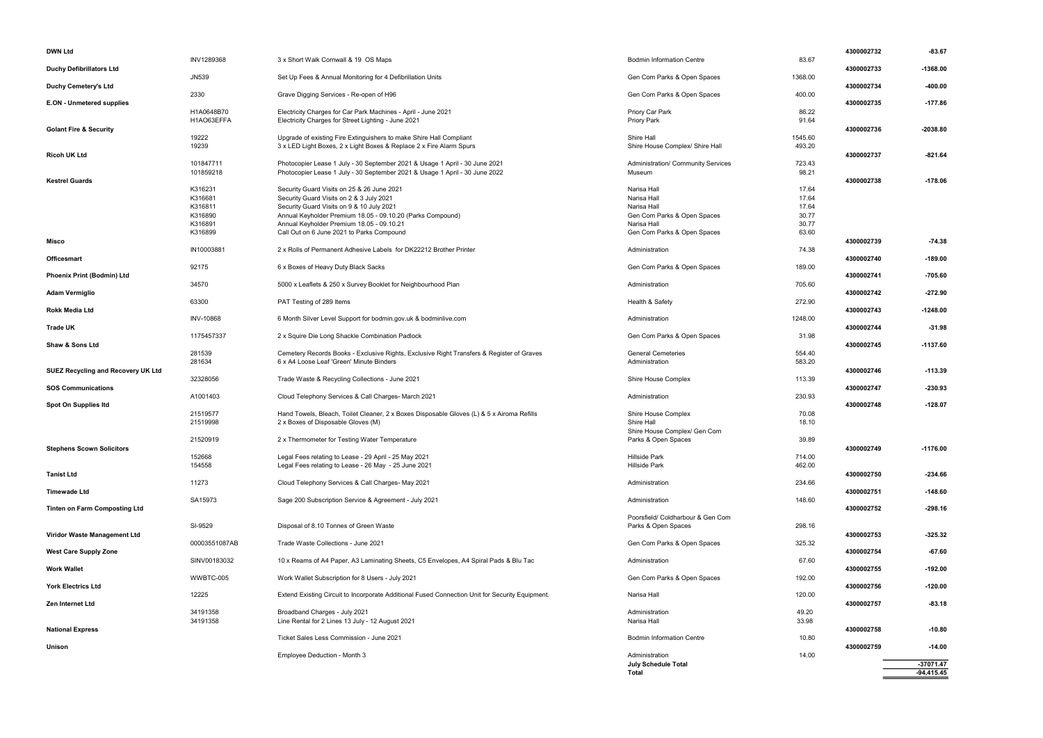| | | | | | | |
|---|---|---|---|---|---|---|
| **DWN Ltd** | | | | | 4300002732 | -83.67 |
| | INV1289368 | 3 x Short Walk Cornwall & 19 OS Maps | Bodmin Information Centre | 83.67 | | |
| **Duchy Defibrillators Ltd** | | | | | 4300002733 | -1368.00 |
| | JN539 | Set Up Fees & Annual Monitoring for 4 Defibrillation Units | Gen Com Parks & Open Spaces | 1368.00 | | |
| **Duchy Cemetery's Ltd** | | | | | 4300002734 | -400.00 |
| | 2330 | Grave Digging Services - Re-open of H96 | Gen Com Parks & Open Spaces | 400.00 | | |
| **E.ON - Unmetered supplies** | | | | | 4300002735 | -177.86 |
| | H1A0648B70 | Electricity Charges for Car Park Machines - April - June 2021 | Priory Car Park | 86.22 | | |
| | H1AO63EFFA | Electricity Charges for Street Lighting - June 2021 | Priory Park | 91.64 | | |
| **Golant Fire & Security** | | | | | 4300002736 | -2038.80 |
| | 19222 | Upgrade of existing Fire Extinguishers to make Shire Hall Compliant | Shire Hall | 1545.60 | | |
| | 19239 | 3 x LED Light Boxes, 2 x Light Boxes & Replace 2 x Fire Alarm Spurs | Shire House Complex/ Shire Hall | 493.20 | | |
| **Ricoh UK Ltd** | | | | | 4300002737 | -821.64 |
| | 101847711 | Photocopier Lease 1 July - 30 September 2021 & Usage 1 April - 30 June 2021 | Administration/ Community Services | 723.43 | | |
| | 101859218 | Photocopier Lease 1 July - 30 September 2021 & Usage 1 April - 30 June 2022 | Museum | 98.21 | | |
| **Kestrel Guards** | | | | | 4300002738 | -178.06 |
| | K316231 | Security Guard Visits on 25 & 26 June 2021 | Narisa Hall | 17.64 | | |
| | K316681 | Security Guard Visits on 2 & 3 July 2021 | Narisa Hall | 17.64 | | |
| | K316811 | Security Guard Visits on 9 & 10 July 2021 | Narisa Hall | 17.64 | | |
| | K316890 | Annual Keyholder Premium 18.05 - 09.10.20 (Parks Compound) | Gen Com Parks & Open Spaces | 30.77 | | |
| | K316891 | Annual Keyholder Premium 18.05 - 09.10.21 | Narisa Hall | 30.77 | | |
| | K316899 | Call Out on 6 June 2021 to Parks Compound | Gen Com Parks & Open Spaces | 63.60 | | |
| **Misco** | | | | | 4300002739 | -74.38 |
| | IN10003881 | 2 x Rolls of Permanent Adhesive Labels for DK22212 Brother Printer | Administration | 74.38 | | |
| **Officesmart** | | | | | 4300002740 | -189.00 |
| | 92175 | 6 x Boxes of Heavy Duty Black Sacks | Gen Com Parks & Open Spaces | 189.00 | | |
| **Phoenix Print (Bodmin) Ltd** | | | | | 4300002741 | -705.60 |
| | 34570 | 5000 x Leaflets & 250 x Survey Booklet for Neighbourhood Plan | Administration | 705.60 | | |
| **Adam Vermiglio** | | | | | 4300002742 | -272.90 |
| | 63300 | PAT Testing of 289 Items | Health & Safety | 272.90 | | |
| **Rokk Media Ltd** | | | | | 4300002743 | -1248.00 |
| | INV-10868 | 6 Month Silver Level Support for bodmin.gov.uk & bodminlive.com | Administration | 1248.00 | | |
| **Trade UK** | | | | | 4300002744 | -31.98 |
| | 1175457337 | 2 x Squire Die Long Shackle Combination Padlock | Gen Com Parks & Open Spaces | 31.98 | | |
| **Shaw & Sons Ltd** | | | | | 4300002745 | -1137.60 |
| | 281539 | Cemetery Records Books - Exclusive Rights, Exclusive Right Transfers & Register of Graves | General Cemeteries | 554.40 | | |
| | 281634 | 6 x A4 Loose Leaf 'Green' Minute Binders | Administration | 583.20 | | |
| **SUEZ Recycling and Recovery UK Ltd** | | | | | 4300002746 | -113.39 |
| | 32328056 | Trade Waste & Recycling Collections - June 2021 | Shire House Complex | 113.39 | | |
| **SOS Communications** | | | | | 4300002747 | -230.93 |
| | A1001403 | Cloud Telephony Services & Call Charges- March 2021 | Administration | 230.93 | | |
| **Spot On Supplies ltd** | | | | | 4300002748 | -128.07 |
| | 21519577 | Hand Towels, Bleach, Toilet Cleaner, 2 x Boxes Disposable Gloves (L) & 5 x Airoma Refills | Shire House Complex | 70.08 | | |
| | 21519998 | 2 x Boxes of Disposable Gloves (M) | Shire Hall | 18.10 | | |
| | 21520919 | 2 x Thermometer for Testing Water Temperature | Shire House Complex/ Gen Com Parks & Open Spaces | 39.89 | | |
| **Stephens Scown Solicitors** | | | | | 4300002749 | -1176.00 |
| | 152668 | Legal Fees relating to Lease - 29 April - 25 May 2021 | Hillside Park | 714.00 | | |
| | 154558 | Legal Fees relating to Lease - 26 May - 25 June 2021 | Hillside Park | 462.00 | | |
| **Tanist Ltd** | | | | | 4300002750 | -234.66 |
| | 11273 | Cloud Telephony Services & Call Charges- May 2021 | Administration | 234.66 | | |
| **Timewade Ltd** | | | | | 4300002751 | -148.60 |
| | SA15973 | Sage 200 Subscription Service & Agreement - July 2021 | Administration | 148.60 | | |
| **Tinten on Farm Composting Ltd** | | | | | 4300002752 | -298.16 |
| | SI-9529 | Disposal of 8.10 Tonnes of Green Waste | Poorsfield/ Coldharbour & Gen Com Parks & Open Spaces | 298.16 | | |
| **Viridor Waste Management Ltd** | | | | | 4300002753 | -325.32 |
| | 00003551087AB | Trade Waste Collections - June 2021 | Gen Com Parks & Open Spaces | 325.32 | | |
| **West Care Supply Zone** | | | | | 4300002754 | -67.60 |
| | SINV00183032 | 10 x Reams of A4 Paper, A3 Laminating Sheets, C5 Envelopes, A4 Spiral Pads & Blu Tac | Administration | 67.60 | | |
| **Work Wallet** | | | | | 4300002755 | -192.00 |
| | WWBTC-005 | Work Wallet Subscription for 8 Users - July 2021 | Gen Com Parks & Open Spaces | 192.00 | | |
| **York Electrics Ltd** | | | | | 4300002756 | -120.00 |
| | 12225 | Extend Existing Circuit to Incorporate Additional Fused Connection Unit for Security Equipment. | Narisa Hall | 120.00 | | |
| **Zen Internet Ltd** | | | | | 4300002757 | -83.18 |
| | 34191358 | Broadband Charges - July 2021 | Administration | 49.20 | | |
| | 34191358 | Line Rental for 2 Lines 13 July - 12 August 2021 | Narisa Hall | 33.98 | | |
| **National Express** | | | | | 4300002758 | -10.80 |
| | | Ticket Sales Less Commission - June 2021 | Bodmin Information Centre | 10.80 | | |
| **Unison** | | | | | 4300002759 | -14.00 |
| | | Employee Deduction - Month 3 | Administration | 14.00 | | |
| | | | **July Schedule Total** | | | -37071.47 |
| | | | **Total** | | | -94,415.45 |